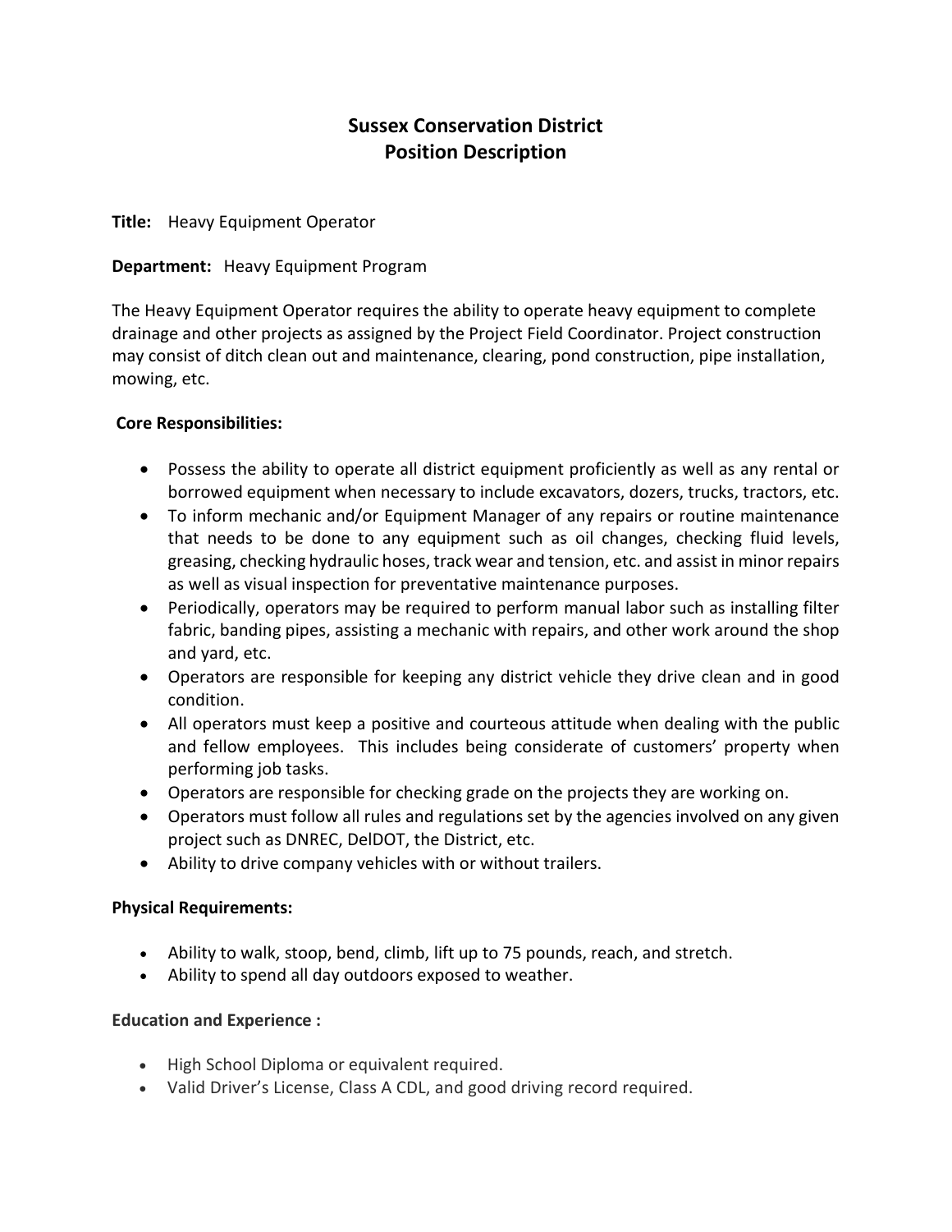# Sussex Conservation District
## Position Description

**Title:** Heavy Equipment Operator

**Department:** Heavy Equipment Program

The Heavy Equipment Operator requires the ability to operate heavy equipment to complete drainage and other projects as assigned by the Project Field Coordinator. Project construction may consist of ditch clean out and maintenance, clearing, pond construction, pipe installation, mowing, etc.

**Core Responsibilities:**

- Possess the ability to operate all district equipment proficiently as well as any rental or borrowed equipment when necessary to include excavators, dozers, trucks, tractors, etc.
- To inform mechanic and/or Equipment Manager of any repairs or routine maintenance that needs to be done to any equipment such as oil changes, checking fluid levels, greasing, checking hydraulic hoses, track wear and tension, etc. and assist in minor repairs as well as visual inspection for preventative maintenance purposes.
- Periodically, operators may be required to perform manual labor such as installing filter fabric, banding pipes, assisting a mechanic with repairs, and other work around the shop and yard, etc.
- Operators are responsible for keeping any district vehicle they drive clean and in good condition.
- All operators must keep a positive and courteous attitude when dealing with the public and fellow employees. This includes being considerate of customers' property when performing job tasks.
- Operators are responsible for checking grade on the projects they are working on.
- Operators must follow all rules and regulations set by the agencies involved on any given project such as DNREC, DelDOT, the District, etc.
- Ability to drive company vehicles with or without trailers.

**Physical Requirements:**

- Ability to walk, stoop, bend, climb, lift up to 75 pounds, reach, and stretch.
- Ability to spend all day outdoors exposed to weather.

**Education and Experience :**

- High School Diploma or equivalent required.
- Valid Driver's License, Class A CDL, and good driving record required.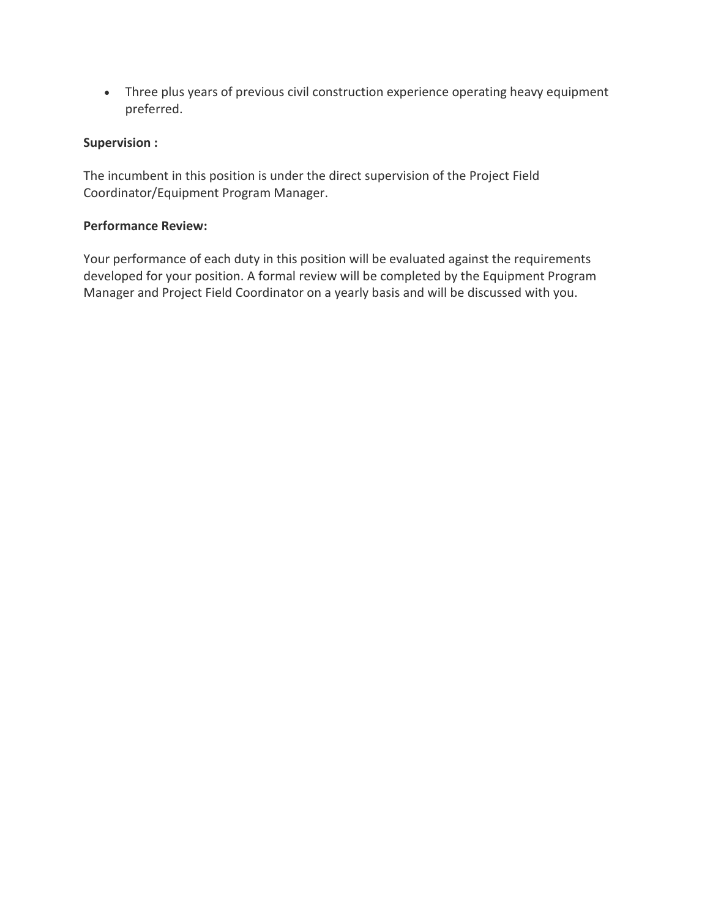- Three plus years of previous civil construction experience operating heavy equipment preferred.

**Supervision :**

The incumbent in this position is under the direct supervision of the Project Field Coordinator/Equipment Program Manager.

**Performance Review:**

Your performance of each duty in this position will be evaluated against the requirements developed for your position. A formal review will be completed by the Equipment Program Manager and Project Field Coordinator on a yearly basis and will be discussed with you.